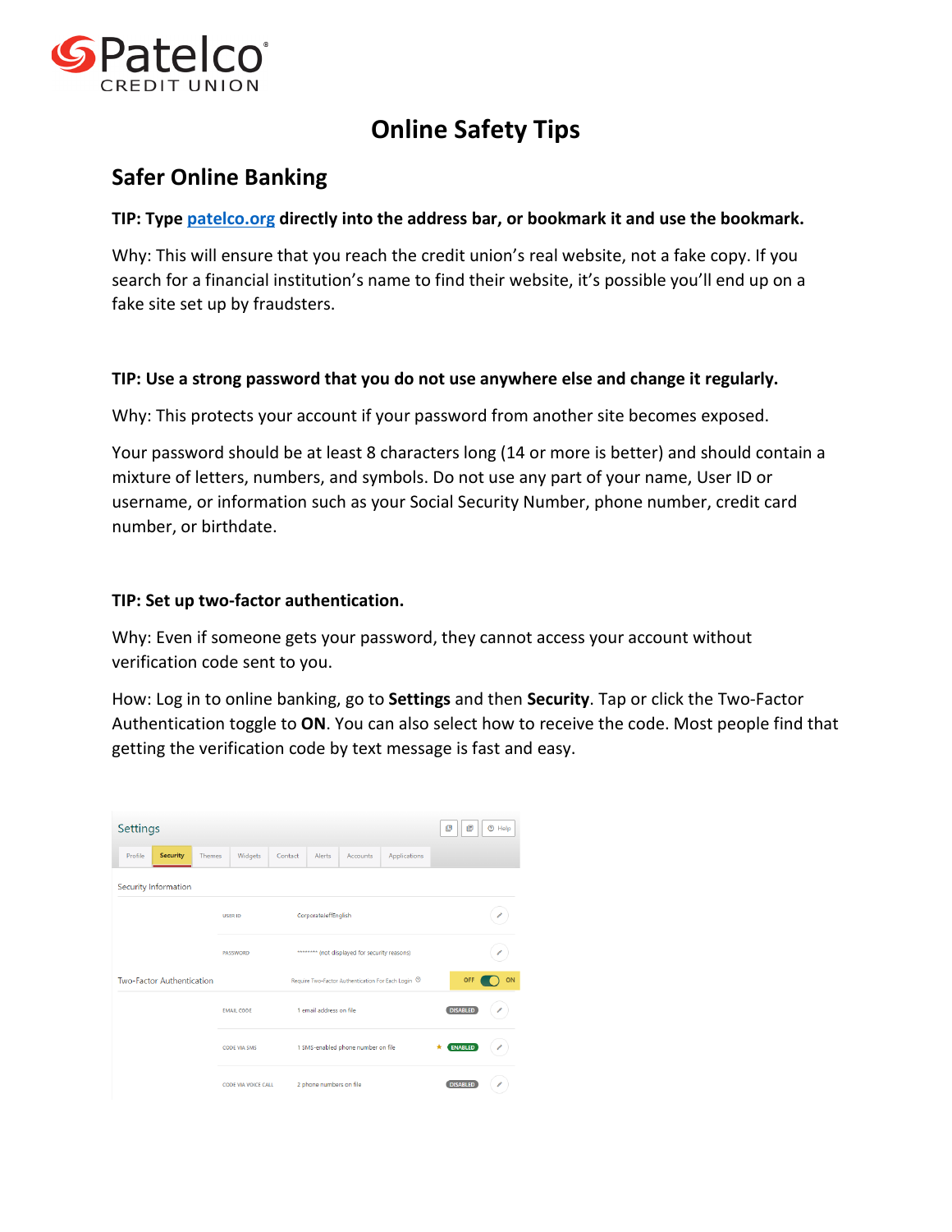# Online Safety Tips

## Safer Online Banking

**TIP: Type patelco.org directly into the address bar, or bookmark it and use the bookmark.**

Why: This will ensure that you reach the credit union's real website, not a fake copy. If you search for a financial institution's name to find their website, it's possible you'll end up on a fake site set up by fraudsters.

**TIP: Use a strong password that you do not use anywhere else and change it regularly.**

Why: This protects your account if your password from another site becomes exposed.

Your password should be at least 8 characters long (14 or more is better) and should contain a mixture of letters, numbers, and symbols. Do not use any part of your name, User ID or username, or information such as your Social Security Number, phone number, credit card number, or birthdate.

**TIP: Set up two-factor authentication.**

Why: Even if someone gets your password, they cannot access your account without verification code sent to you.

How: Log in to online banking, go to **Settings** and then **Security**. Tap or click the Two-Factor Authentication toggle to **ON**. You can also select how to receive the code. Most people find that getting the verification code by text message is fast and easy.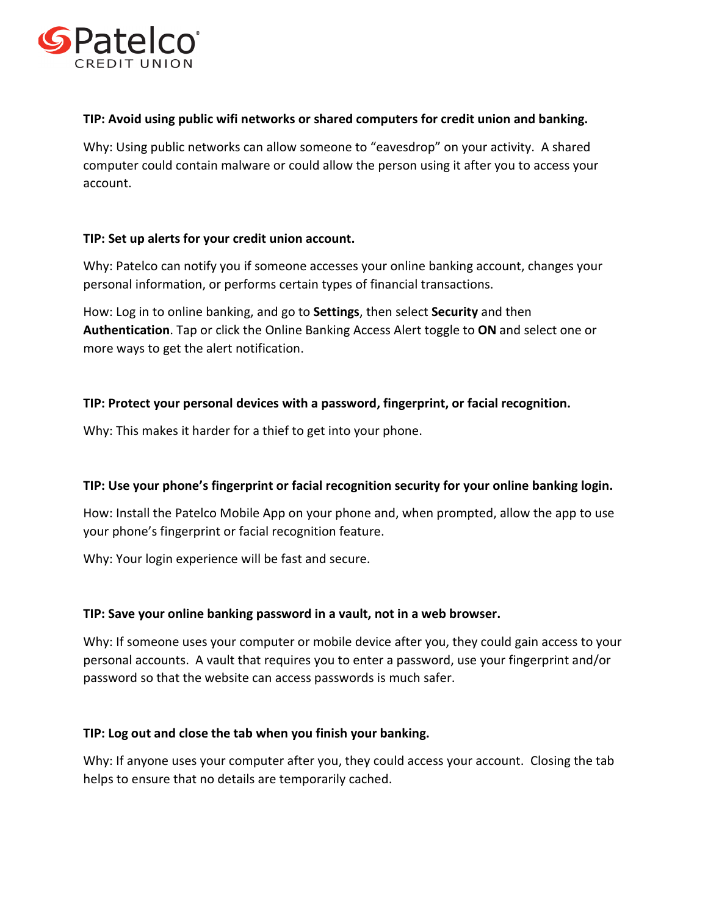**TIP: Avoid using public wifi networks or shared computers for credit union and banking.**

Why: Using public networks can allow someone to "eavesdrop" on your activity. A shared computer could contain malware or could allow the person using it after you to access your account.

**TIP: Set up alerts for your credit union account.**

Why: Patelco can notify you if someone accesses your online banking account, changes your personal information, or performs certain types of financial transactions.

How: Log in to online banking, and go to **Settings**, then select **Security** and then **Authentication**. Tap or click the Online Banking Access Alert toggle to **ON** and select one or more ways to get the alert notification.

**TIP: Protect your personal devices with a password, fingerprint, or facial recognition.**

Why: This makes it harder for a thief to get into your phone.

**TIP: Use your phone's fingerprint or facial recognition security for your online banking login.**

How: Install the Patelco Mobile App on your phone and, when prompted, allow the app to use your phone's fingerprint or facial recognition feature.

Why: Your login experience will be fast and secure.

**TIP: Save your online banking password in a vault, not in a web browser.**

Why: If someone uses your computer or mobile device after you, they could gain access to your personal accounts. A vault that requires you to enter a password, use your fingerprint and/or password so that the website can access passwords is much safer.

**TIP: Log out and close the tab when you finish your banking.**

Why: If anyone uses your computer after you, they could access your account. Closing the tab helps to ensure that no details are temporarily cached.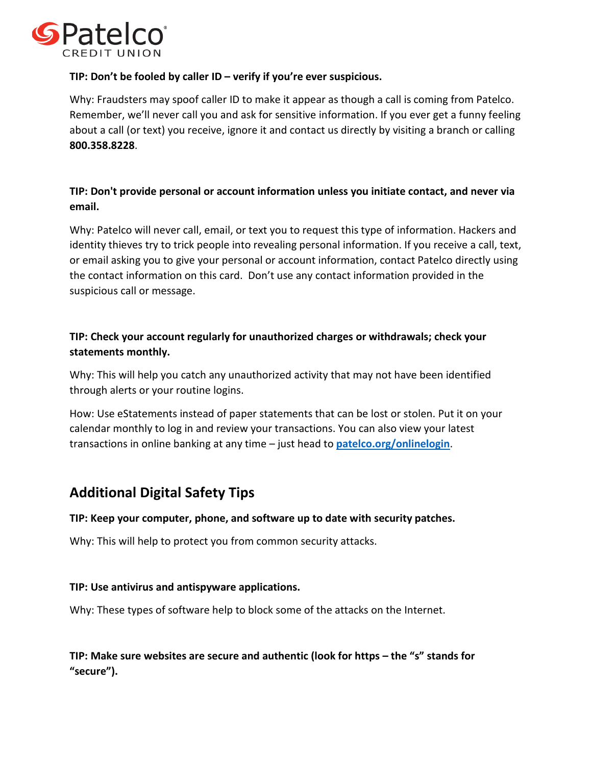**TIP: Don't be fooled by caller ID – verify if you're ever suspicious.**

Why: Fraudsters may spoof caller ID to make it appear as though a call is coming from Patelco. Remember, we'll never call you and ask for sensitive information. If you ever get a funny feeling about a call (or text) you receive, ignore it and contact us directly by visiting a branch or calling **800.358.8228**.

**TIP: Don't provide personal or account information unless you initiate contact, and never via email.**

Why: Patelco will never call, email, or text you to request this type of information. Hackers and identity thieves try to trick people into revealing personal information. If you receive a call, text, or email asking you to give your personal or account information, contact Patelco directly using the contact information on this card. Don't use any contact information provided in the suspicious call or message.

**TIP: Check your account regularly for unauthorized charges or withdrawals; check your statements monthly.**

Why: This will help you catch any unauthorized activity that may not have been identified through alerts or your routine logins.

How: Use eStatements instead of paper statements that can be lost or stolen. Put it on your calendar monthly to log in and review your transactions. You can also view your latest transactions in online banking at any time – just head to **patelco.org/onlinelogin**.

## Additional Digital Safety Tips

**TIP: Keep your computer, phone, and software up to date with security patches.**

Why: This will help to protect you from common security attacks.

**TIP: Use antivirus and antispyware applications.**

Why: These types of software help to block some of the attacks on the Internet.

**TIP: Make sure websites are secure and authentic (look for https – the "s" stands for "secure").**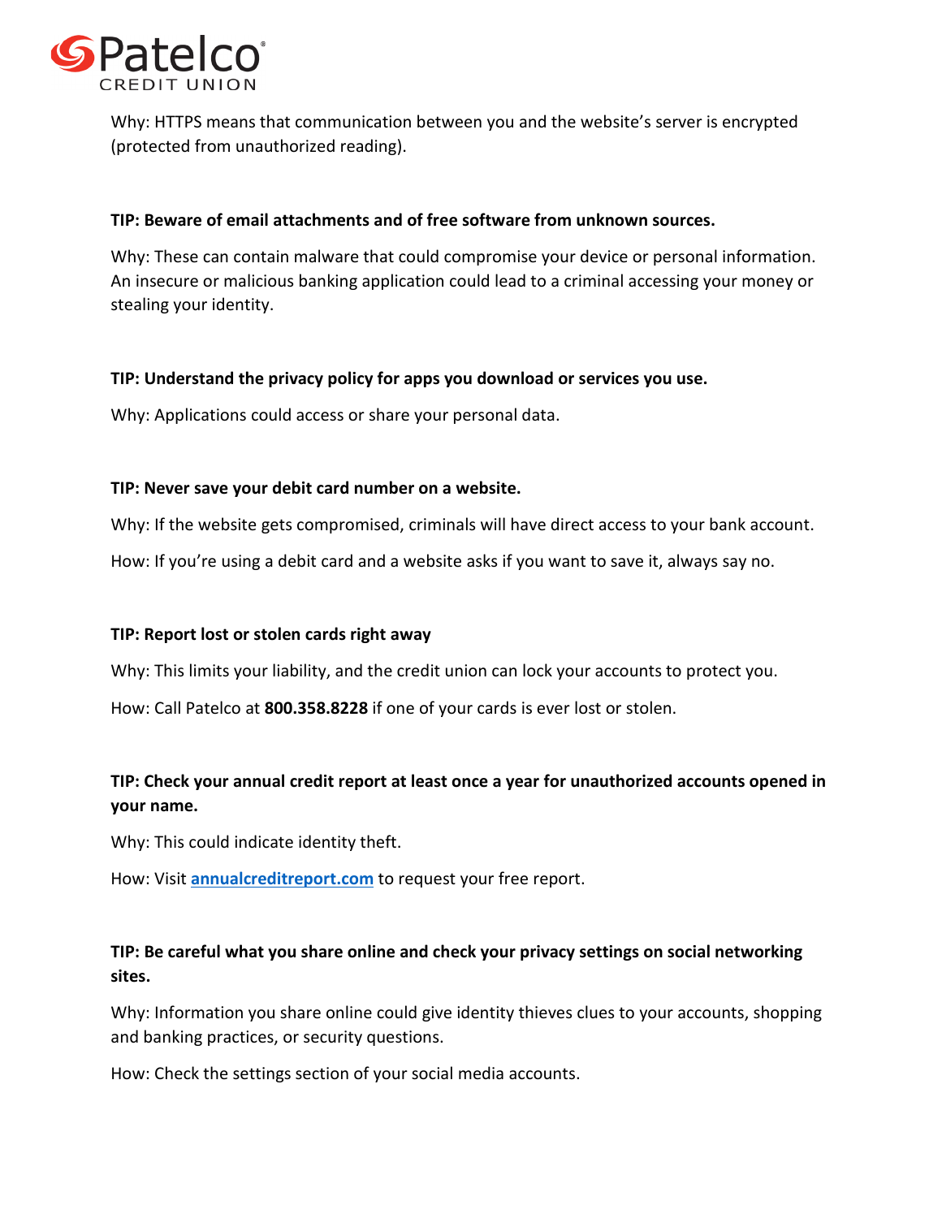Why: HTTPS means that communication between you and the website's server is encrypted (protected from unauthorized reading).

**TIP: Beware of email attachments and of free software from unknown sources.**

Why: These can contain malware that could compromise your device or personal information. An insecure or malicious banking application could lead to a criminal accessing your money or stealing your identity.

**TIP: Understand the privacy policy for apps you download or services you use.**

Why: Applications could access or share your personal data.

**TIP: Never save your debit card number on a website.**

Why: If the website gets compromised, criminals will have direct access to your bank account.

How: If you're using a debit card and a website asks if you want to save it, always say no.

**TIP: Report lost or stolen cards right away**

Why: This limits your liability, and the credit union can lock your accounts to protect you.

How: Call Patelco at **800.358.8228** if one of your cards is ever lost or stolen.

**TIP: Check your annual credit report at least once a year for unauthorized accounts opened in your name.**

Why: This could indicate identity theft.

How: Visit [annualcreditreport.com](annualcreditreport.com) to request your free report.

**TIP: Be careful what you share online and check your privacy settings on social networking sites.**

Why: Information you share online could give identity thieves clues to your accounts, shopping and banking practices, or security questions.

How: Check the settings section of your social media accounts.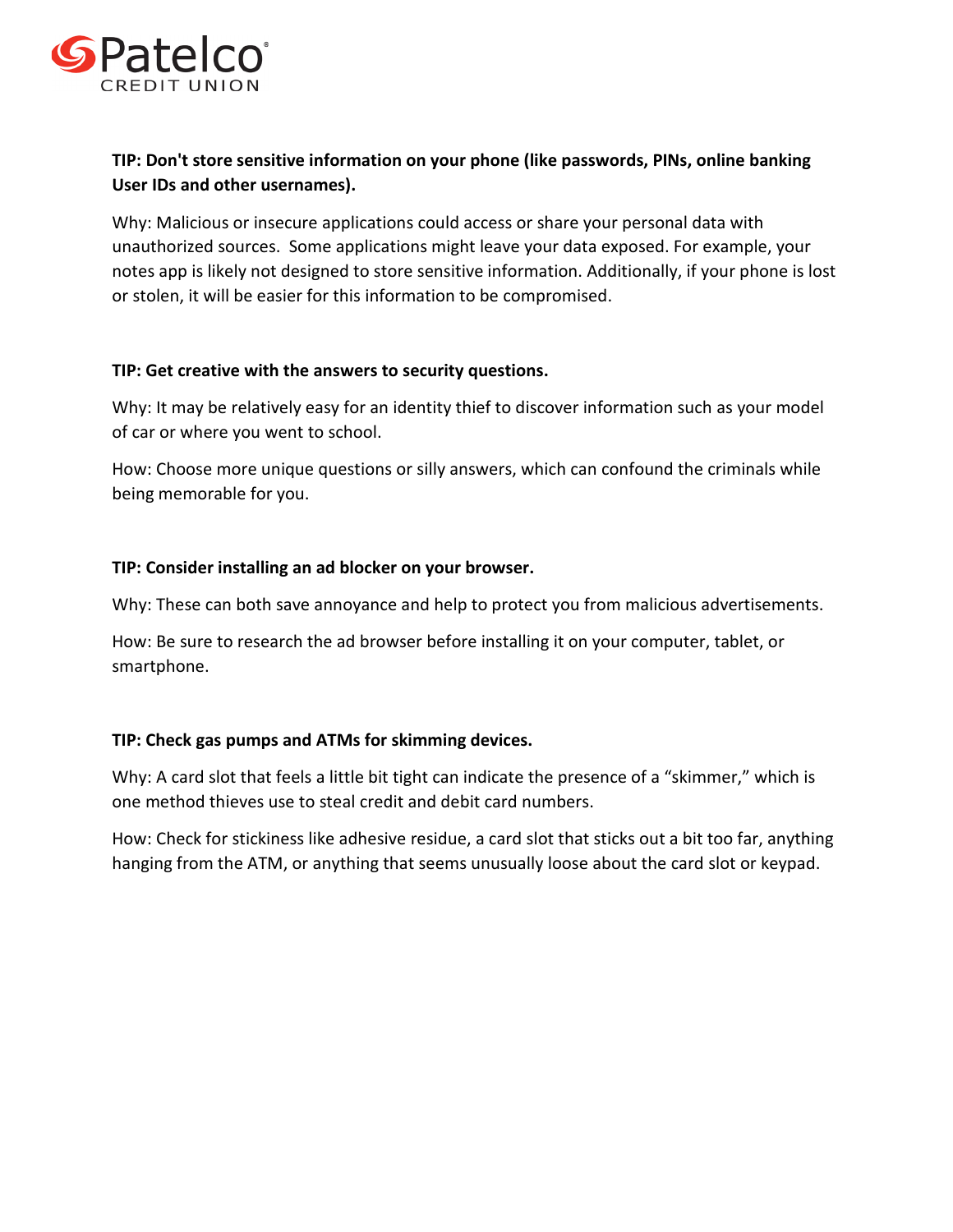**TIP: Don't store sensitive information on your phone (like passwords, PINs, online banking User IDs and other usernames).**

Why: Malicious or insecure applications could access or share your personal data with unauthorized sources.  Some applications might leave your data exposed. For example, your notes app is likely not designed to store sensitive information. Additionally, if your phone is lost or stolen, it will be easier for this information to be compromised.

**TIP: Get creative with the answers to security questions.**

Why: It may be relatively easy for an identity thief to discover information such as your model of car or where you went to school.

How: Choose more unique questions or silly answers, which can confound the criminals while being memorable for you.

**TIP: Consider installing an ad blocker on your browser.**

Why: These can both save annoyance and help to protect you from malicious advertisements.

How: Be sure to research the ad browser before installing it on your computer, tablet, or smartphone.

**TIP: Check gas pumps and ATMs for skimming devices.**

Why: A card slot that feels a little bit tight can indicate the presence of a "skimmer," which is one method thieves use to steal credit and debit card numbers.

How: Check for stickiness like adhesive residue, a card slot that sticks out a bit too far, anything hanging from the ATM, or anything that seems unusually loose about the card slot or keypad.